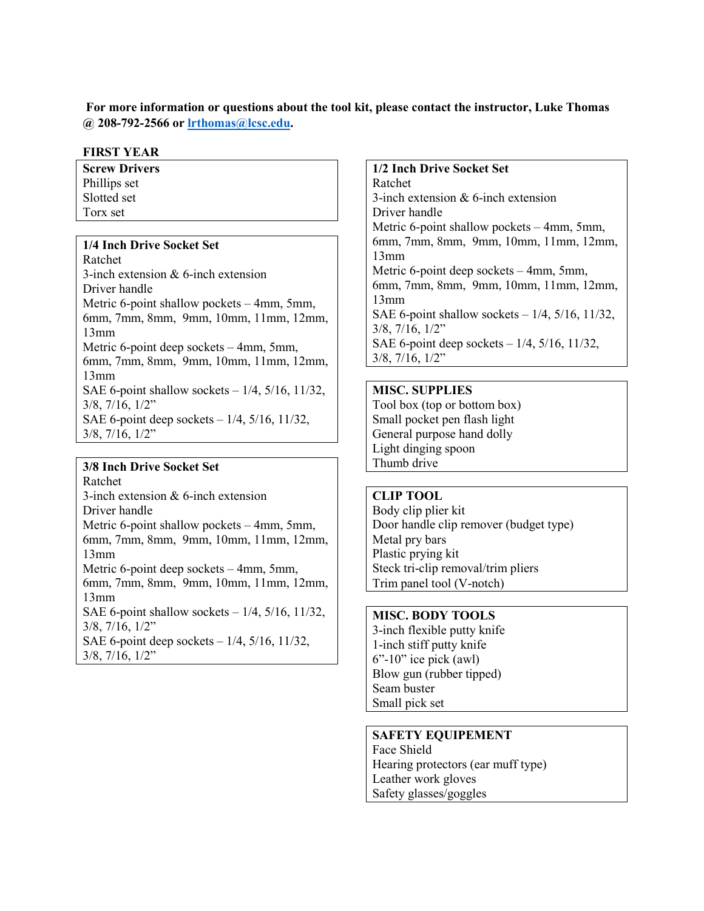**For more information or questions about the tool kit, please contact the instructor, Luke Thomas @ 208-792-2566 or [lrthomas@lcsc.edu](mailto:lrthomas@lcsc.edu).**

## FIRST YEAR

**Screw Drivers**
Phillips set
Slotted set
Torx set

**1/4 Inch Drive Socket Set**
Ratchet
3-inch extension & 6-inch extension
Driver handle
Metric 6-point shallow pockets – 4mm, 5mm, 6mm, 7mm, 8mm, 9mm, 10mm, 11mm, 12mm, 13mm
Metric 6-point deep sockets – 4mm, 5mm, 6mm, 7mm, 8mm, 9mm, 10mm, 11mm, 12mm, 13mm
SAE 6-point shallow sockets – 1/4, 5/16, 11/32, 3/8, 7/16, 1/2"
SAE 6-point deep sockets – 1/4, 5/16, 11/32, 3/8, 7/16, 1/2"

**3/8 Inch Drive Socket Set**
Ratchet
3-inch extension & 6-inch extension
Driver handle
Metric 6-point shallow pockets – 4mm, 5mm, 6mm, 7mm, 8mm, 9mm, 10mm, 11mm, 12mm, 13mm
Metric 6-point deep sockets – 4mm, 5mm, 6mm, 7mm, 8mm, 9mm, 10mm, 11mm, 12mm, 13mm
SAE 6-point shallow sockets – 1/4, 5/16, 11/32, 3/8, 7/16, 1/2"
SAE 6-point deep sockets – 1/4, 5/16, 11/32, 3/8, 7/16, 1/2"

**1/2 Inch Drive Socket Set**
Ratchet
3-inch extension & 6-inch extension
Driver handle
Metric 6-point shallow pockets – 4mm, 5mm, 6mm, 7mm, 8mm, 9mm, 10mm, 11mm, 12mm, 13mm
Metric 6-point deep sockets – 4mm, 5mm, 6mm, 7mm, 8mm, 9mm, 10mm, 11mm, 12mm, 13mm
SAE 6-point shallow sockets – 1/4, 5/16, 11/32, 3/8, 7/16, 1/2"
SAE 6-point deep sockets – 1/4, 5/16, 11/32, 3/8, 7/16, 1/2"

**MISC. SUPPLIES**
Tool box (top or bottom box)
Small pocket pen flash light
General purpose hand dolly
Light dinging spoon
Thumb drive

**CLIP TOOL**
Body clip plier kit
Door handle clip remover (budget type)
Metal pry bars
Plastic prying kit
Steck tri-clip removal/trim pliers
Trim panel tool (V-notch)

**MISC. BODY TOOLS**
3-inch flexible putty knife
1-inch stiff putty knife
6"-10" ice pick (awl)
Blow gun (rubber tipped)
Seam buster
Small pick set

**SAFETY EQUIPEMENT**
Face Shield
Hearing protectors (ear muff type)
Leather work gloves
Safety glasses/goggles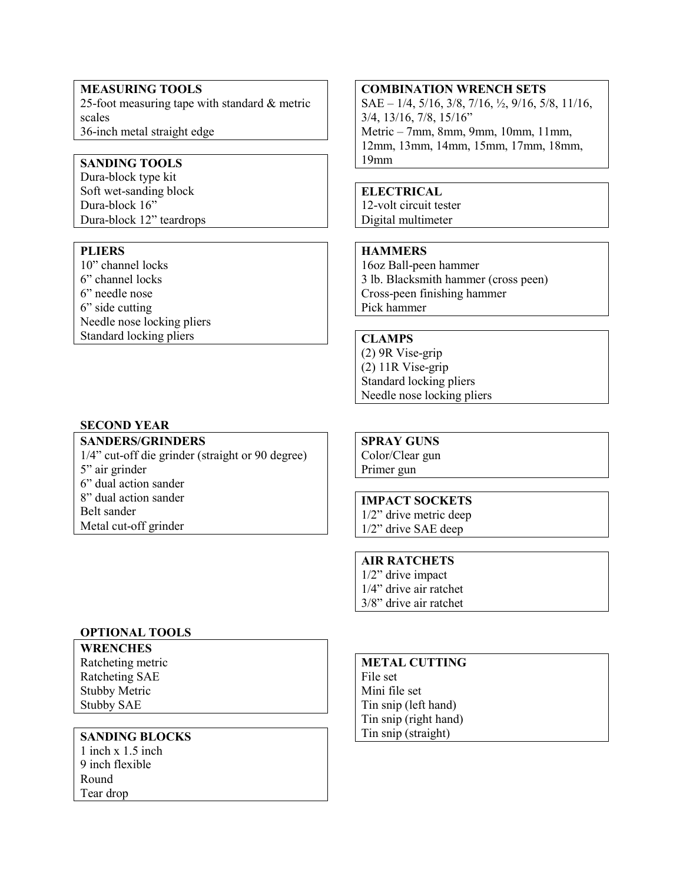**MEASURING TOOLS**
25-foot measuring tape with standard & metric scales
36-inch metal straight edge

**SANDING TOOLS**
Dura-block type kit
Soft wet-sanding block
Dura-block 16”
Dura-block 12” teardrops

**PLIERS**
10” channel locks
6” channel locks
6” needle nose
6” side cutting
Needle nose locking pliers
Standard locking pliers

**COMBINATION WRENCH SETS**
SAE – 1/4, 5/16, 3/8, 7/16, ½, 9/16, 5/8, 11/16, 3/4, 13/16, 7/8, 15/16”
Metric – 7mm, 8mm, 9mm, 10mm, 11mm, 12mm, 13mm, 14mm, 15mm, 17mm, 18mm, 19mm

**ELECTRICAL**
12-volt circuit tester
Digital multimeter

**HAMMERS**
16oz Ball-peen hammer
3 lb. Blacksmith hammer (cross peen)
Cross-peen finishing hammer
Pick hammer

**CLAMPS**
(2) 9R Vise-grip
(2) 11R Vise-grip
Standard locking pliers
Needle nose locking pliers

## SECOND YEAR

**SANDERS/GRINDERS**
1/4” cut-off die grinder (straight or 90 degree)
5” air grinder
6” dual action sander
8” dual action sander
Belt sander
Metal cut-off grinder

**SPRAY GUNS**
Color/Clear gun
Primer gun

**IMPACT SOCKETS**
1/2” drive metric deep
1/2” drive SAE deep

**AIR RATCHETS**
1/2” drive impact
1/4” drive air ratchet
3/8” drive air ratchet

## OPTIONAL TOOLS

**WRENCHES**
Ratcheting metric
Ratcheting SAE
Stubby Metric
Stubby SAE

**SANDING BLOCKS**
1 inch x 1.5 inch
9 inch flexible
Round
Tear drop

**METAL CUTTING**
File set
Mini file set
Tin snip (left hand)
Tin snip (right hand)
Tin snip (straight)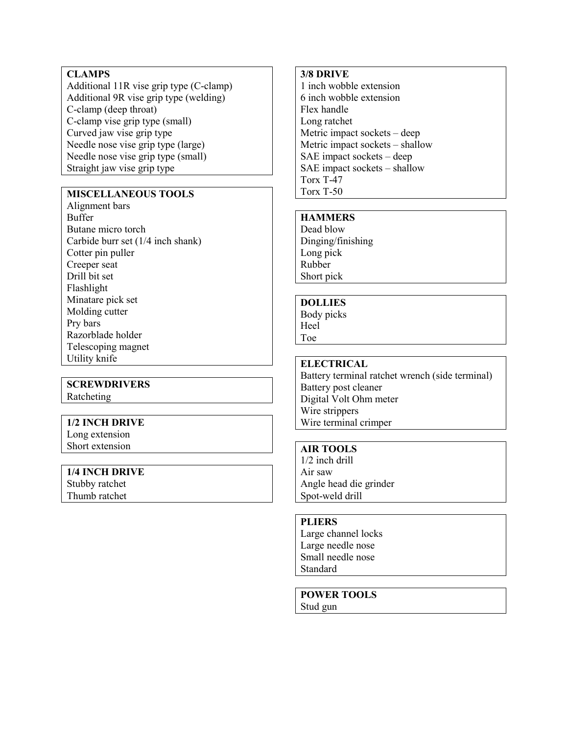**CLAMPS**
Additional 11R vise grip type (C-clamp)
Additional 9R vise grip type (welding)
C-clamp (deep throat)
C-clamp vise grip type (small)
Curved jaw vise grip type
Needle nose vise grip type (large)
Needle nose vise grip type (small)
Straight jaw vise grip type

**MISCELLANEOUS TOOLS**
Alignment bars
Buffer
Butane micro torch
Carbide burr set (1/4 inch shank)
Cotter pin puller
Creeper seat
Drill bit set
Flashlight
Minatare pick set
Molding cutter
Pry bars
Razorblade holder
Telescoping magnet
Utility knife

**SCREWDRIVERS**
Ratcheting

**1/2 INCH DRIVE**
Long extension
Short extension

**1/4 INCH DRIVE**
Stubby ratchet
Thumb ratchet

**3/8 DRIVE**
1 inch wobble extension
6 inch wobble extension
Flex handle
Long ratchet
Metric impact sockets – deep
Metric impact sockets – shallow
SAE impact sockets – deep
SAE impact sockets – shallow
Torx T-47
Torx T-50

**HAMMERS**
Dead blow
Dinging/finishing
Long pick
Rubber
Short pick

**DOLLIES**
Body picks
Heel
Toe

**ELECTRICAL**
Battery terminal ratchet wrench (side terminal)
Battery post cleaner
Digital Volt Ohm meter
Wire strippers
Wire terminal crimper

**AIR TOOLS**
1/2 inch drill
Air saw
Angle head die grinder
Spot-weld drill

**PLIERS**
Large channel locks
Large needle nose
Small needle nose
Standard

**POWER TOOLS**
Stud gun